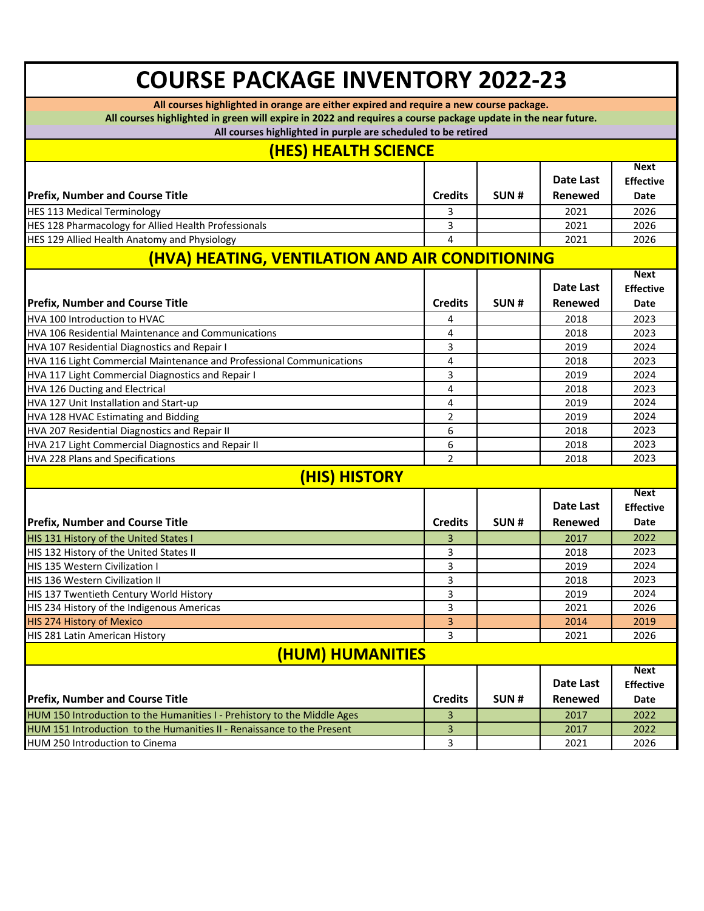# COURSE PACKAGE INVENTORY 2022-23

**All courses highlighted in orange are either expired and require a new course package.**

**All courses highlighted in green will expire in 2022 and requires a course package update in the near future.**

**All courses highlighted in purple are scheduled to be retired**

## (HES) HEALTH SCIENCE

| Prefix, Number and Course Title | Credits | SUN # | Date Last Renewed | Next Effective Date |
|---|---|---|---|---|
| HES 113 Medical Terminology | 3 | | 2021 | 2026 |
| HES 128 Pharmacology for Allied Health Professionals | 3 | | 2021 | 2026 |
| HES 129 Allied Health Anatomy and Physiology | 4 | | 2021 | 2026 |

## (HVA) HEATING, VENTILATION AND AIR CONDITIONING

| Prefix, Number and Course Title | Credits | SUN # | Date Last Renewed | Next Effective Date |
|---|---|---|---|---|
| HVA 100 Introduction to HVAC | 4 | | 2018 | 2023 |
| HVA 106 Residential Maintenance and Communications | 4 | | 2018 | 2023 |
| HVA 107 Residential Diagnostics and Repair I | 3 | | 2019 | 2024 |
| HVA 116 Light Commercial Maintenance and Professional Communications | 4 | | 2018 | 2023 |
| HVA 117 Light Commercial Diagnostics and Repair I | 3 | | 2019 | 2024 |
| HVA 126 Ducting and Electrical | 4 | | 2018 | 2023 |
| HVA 127 Unit Installation and Start-up | 4 | | 2019 | 2024 |
| HVA 128 HVAC Estimating and Bidding | 2 | | 2019 | 2024 |
| HVA 207 Residential Diagnostics and Repair II | 6 | | 2018 | 2023 |
| HVA 217 Light Commercial Diagnostics and Repair II | 6 | | 2018 | 2023 |
| HVA 228 Plans and Specifications | 2 | | 2018 | 2023 |

## (HIS) HISTORY

| Prefix, Number and Course Title | Credits | SUN # | Date Last Renewed | Next Effective Date |
|---|---|---|---|---|
| HIS 131 History of the United States I | 3 | | 2017 | 2022 |
| HIS 132 History of the United States II | 3 | | 2018 | 2023 |
| HIS 135 Western Civilization I | 3 | | 2019 | 2024 |
| HIS 136 Western Civilization II | 3 | | 2018 | 2023 |
| HIS 137 Twentieth Century World History | 3 | | 2019 | 2024 |
| HIS 234 History of the Indigenous Americas | 3 | | 2021 | 2026 |
| HIS 274 History of Mexico | 3 | | 2014 | 2019 |
| HIS 281 Latin American History | 3 | | 2021 | 2026 |

## (HUM) HUMANITIES

| Prefix, Number and Course Title | Credits | SUN # | Date Last Renewed | Next Effective Date |
|---|---|---|---|---|
| HUM 150 Introduction to the Humanities I - Prehistory to the Middle Ages | 3 | | 2017 | 2022 |
| HUM 151 Introduction to the Humanities II - Renaissance to the Present | 3 | | 2017 | 2022 |
| HUM 250 Introduction to Cinema | 3 | | 2021 | 2026 |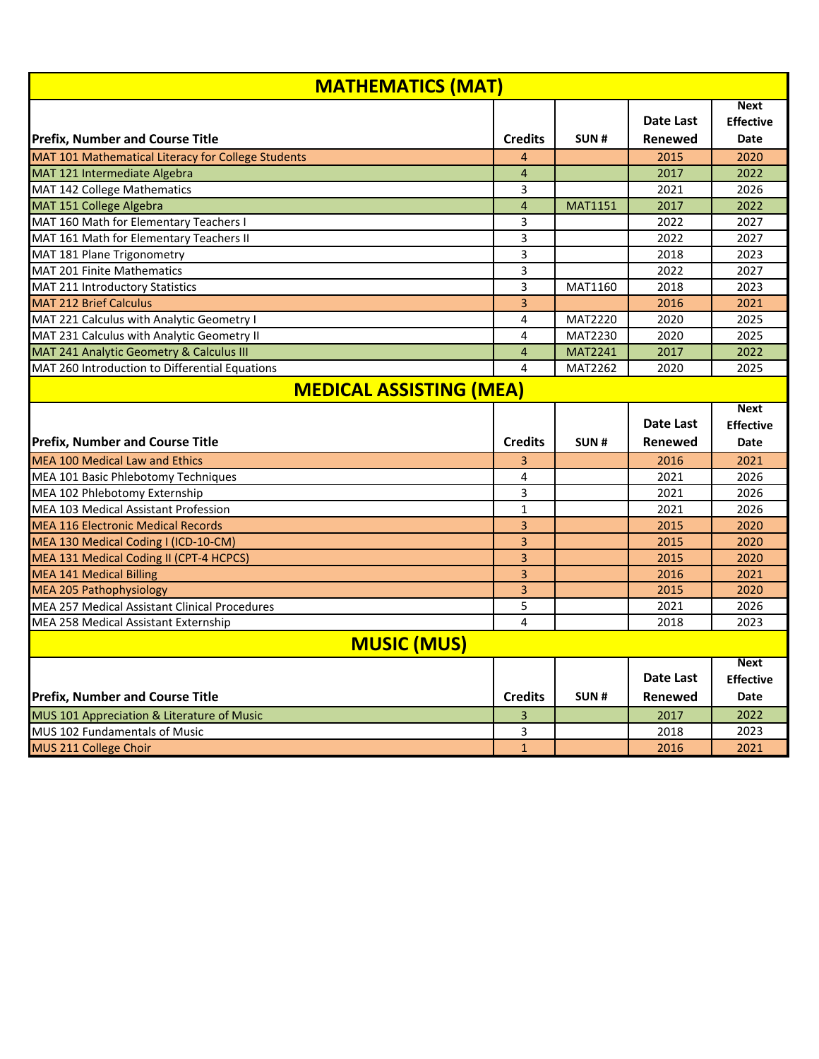## MATHEMATICS (MAT)

| Prefix, Number and Course Title | Credits | SUN # | Date Last Renewed | Next Effective Date |
|---|---|---|---|---|
| MAT 101 Mathematical Literacy for College Students | 4 | | 2015 | 2020 |
| MAT 121 Intermediate Algebra | 4 | | 2017 | 2022 |
| MAT 142 College Mathematics | 3 | | 2021 | 2026 |
| MAT 151 College Algebra | 4 | MAT1151 | 2017 | 2022 |
| MAT 160 Math for Elementary Teachers I | 3 | | 2022 | 2027 |
| MAT 161 Math for Elementary Teachers II | 3 | | 2022 | 2027 |
| MAT 181 Plane Trigonometry | 3 | | 2018 | 2023 |
| MAT 201 Finite Mathematics | 3 | | 2022 | 2027 |
| MAT 211 Introductory Statistics | 3 | MAT1160 | 2018 | 2023 |
| MAT 212 Brief Calculus | 3 | | 2016 | 2021 |
| MAT 221 Calculus with Analytic Geometry I | 4 | MAT2220 | 2020 | 2025 |
| MAT 231 Calculus with Analytic Geometry II | 4 | MAT2230 | 2020 | 2025 |
| MAT 241 Analytic Geometry & Calculus III | 4 | MAT2241 | 2017 | 2022 |
| MAT 260 Introduction to Differential Equations | 4 | MAT2262 | 2020 | 2025 |

## MEDICAL ASSISTING (MEA)

| Prefix, Number and Course Title | Credits | SUN # | Date Last Renewed | Next Effective Date |
|---|---|---|---|---|
| MEA 100 Medical Law and Ethics | 3 | | 2016 | 2021 |
| MEA 101 Basic Phlebotomy Techniques | 4 | | 2021 | 2026 |
| MEA 102 Phlebotomy Externship | 3 | | 2021 | 2026 |
| MEA 103 Medical Assistant Profession | 1 | | 2021 | 2026 |
| MEA 116 Electronic Medical Records | 3 | | 2015 | 2020 |
| MEA 130 Medical Coding I (ICD-10-CM) | 3 | | 2015 | 2020 |
| MEA 131 Medical Coding II (CPT-4 HCPCS) | 3 | | 2015 | 2020 |
| MEA 141 Medical Billing | 3 | | 2016 | 2021 |
| MEA 205 Pathophysiology | 3 | | 2015 | 2020 |
| MEA 257 Medical Assistant Clinical Procedures | 5 | | 2021 | 2026 |
| MEA 258 Medical Assistant Externship | 4 | | 2018 | 2023 |

## MUSIC (MUS)

| Prefix, Number and Course Title | Credits | SUN # | Date Last Renewed | Next Effective Date |
|---|---|---|---|---|
| MUS 101 Appreciation & Literature of Music | 3 | | 2017 | 2022 |
| MUS 102 Fundamentals of Music | 3 | | 2018 | 2023 |
| MUS 211 College Choir | 1 | | 2016 | 2021 |